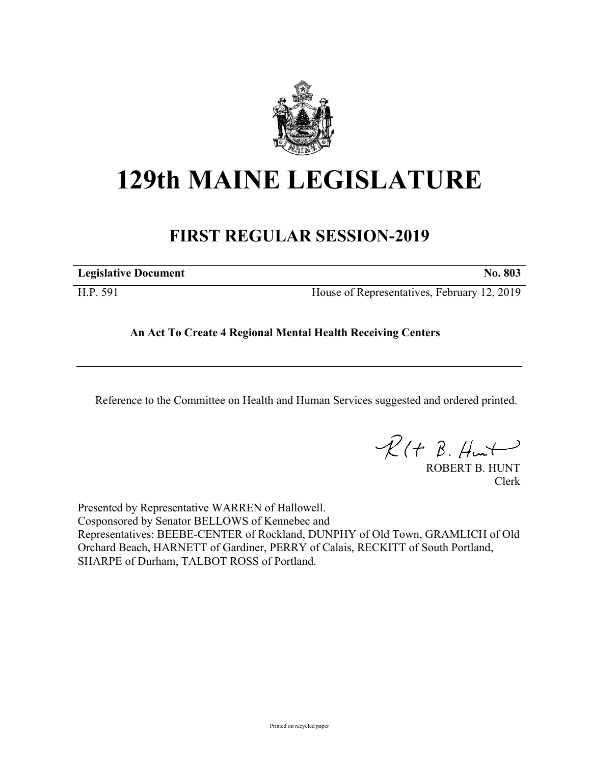# 129th MAINE LEGISLATURE

## FIRST REGULAR SESSION-2019

**Legislative Document** **No. 803**

H.P. 591 House of Representatives, February 12, 2019

**An Act To Create 4 Regional Mental Health Receiving Centers**

Reference to the Committee on Health and Human Services suggested and ordered printed.

ROBERT B. HUNT
Clerk

Presented by Representative WARREN of Hallowell.
Cosponsored by Senator BELLOWS of Kennebec and
Representatives: BEEBE-CENTER of Rockland, DUNPHY of Old Town, GRAMLICH of Old Orchard Beach, HARNETT of Gardiner, PERRY of Calais, RECKITT of South Portland, SHARPE of Durham, TALBOT ROSS of Portland.

Printed on recycled paper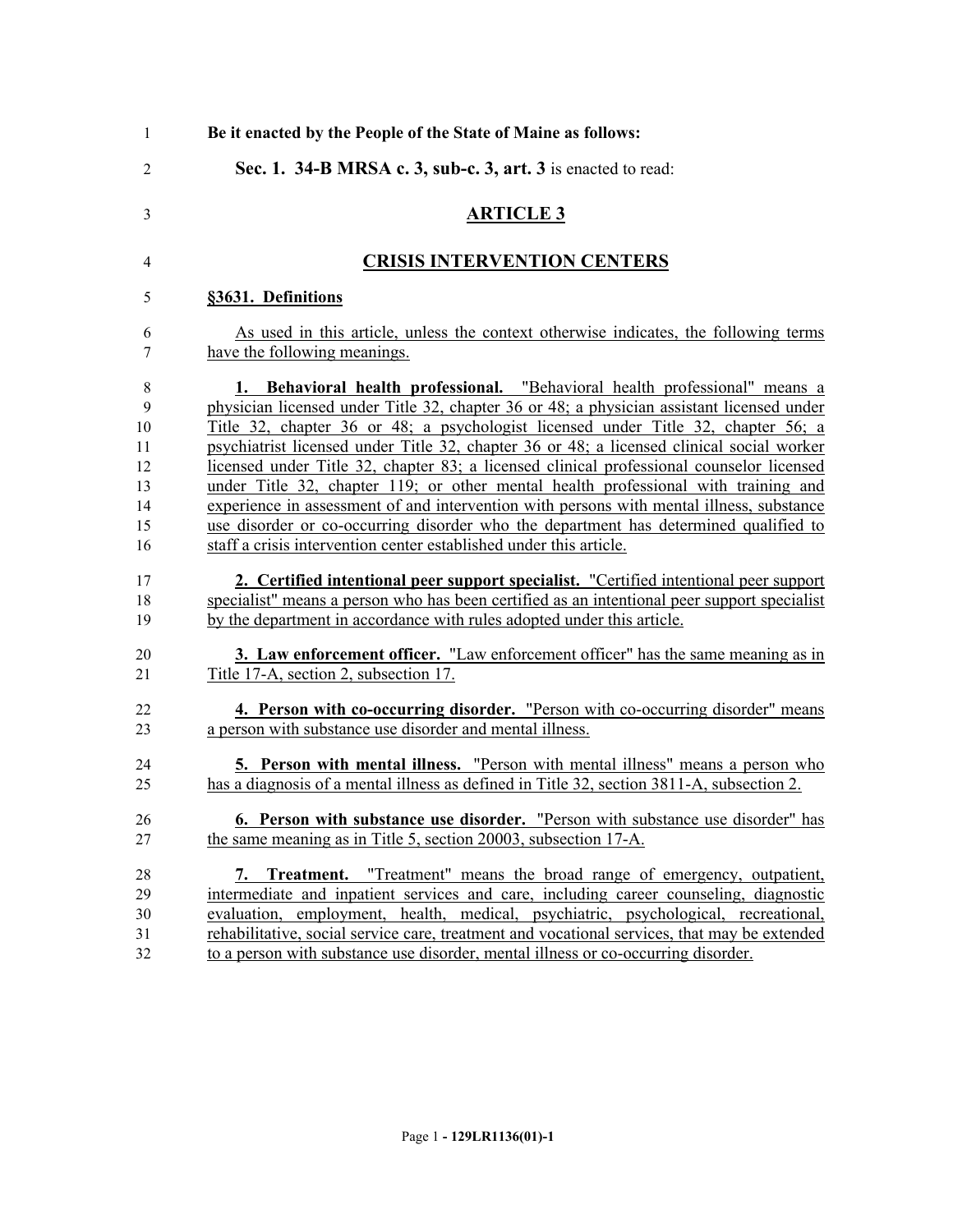**Be it enacted by the People of the State of Maine as follows:**

**Sec. 1. 34-B MRSA c. 3, sub-c. 3, art. 3** is enacted to read:

## ARTICLE 3

## CRISIS INTERVENTION CENTERS

### §3631. Definitions

As used in this article, unless the context otherwise indicates, the following terms have the following meanings.

**1. Behavioral health professional.** "Behavioral health professional" means a physician licensed under Title 32, chapter 36 or 48; a physician assistant licensed under Title 32, chapter 36 or 48; a psychologist licensed under Title 32, chapter 56; a psychiatrist licensed under Title 32, chapter 36 or 48; a licensed clinical social worker licensed under Title 32, chapter 83; a licensed clinical professional counselor licensed under Title 32, chapter 119; or other mental health professional with training and experience in assessment of and intervention with persons with mental illness, substance use disorder or co-occurring disorder who the department has determined qualified to staff a crisis intervention center established under this article.

**2. Certified intentional peer support specialist.** "Certified intentional peer support specialist" means a person who has been certified as an intentional peer support specialist by the department in accordance with rules adopted under this article.

**3. Law enforcement officer.** "Law enforcement officer" has the same meaning as in Title 17-A, section 2, subsection 17.

**4. Person with co-occurring disorder.** "Person with co-occurring disorder" means a person with substance use disorder and mental illness.

**5. Person with mental illness.** "Person with mental illness" means a person who has a diagnosis of a mental illness as defined in Title 32, section 3811-A, subsection 2.

**6. Person with substance use disorder.** "Person with substance use disorder" has the same meaning as in Title 5, section 20003, subsection 17-A.

**7. Treatment.** "Treatment" means the broad range of emergency, outpatient, intermediate and inpatient services and care, including career counseling, diagnostic evaluation, employment, health, medical, psychiatric, psychological, recreational, rehabilitative, social service care, treatment and vocational services, that may be extended to a person with substance use disorder, mental illness or co-occurring disorder.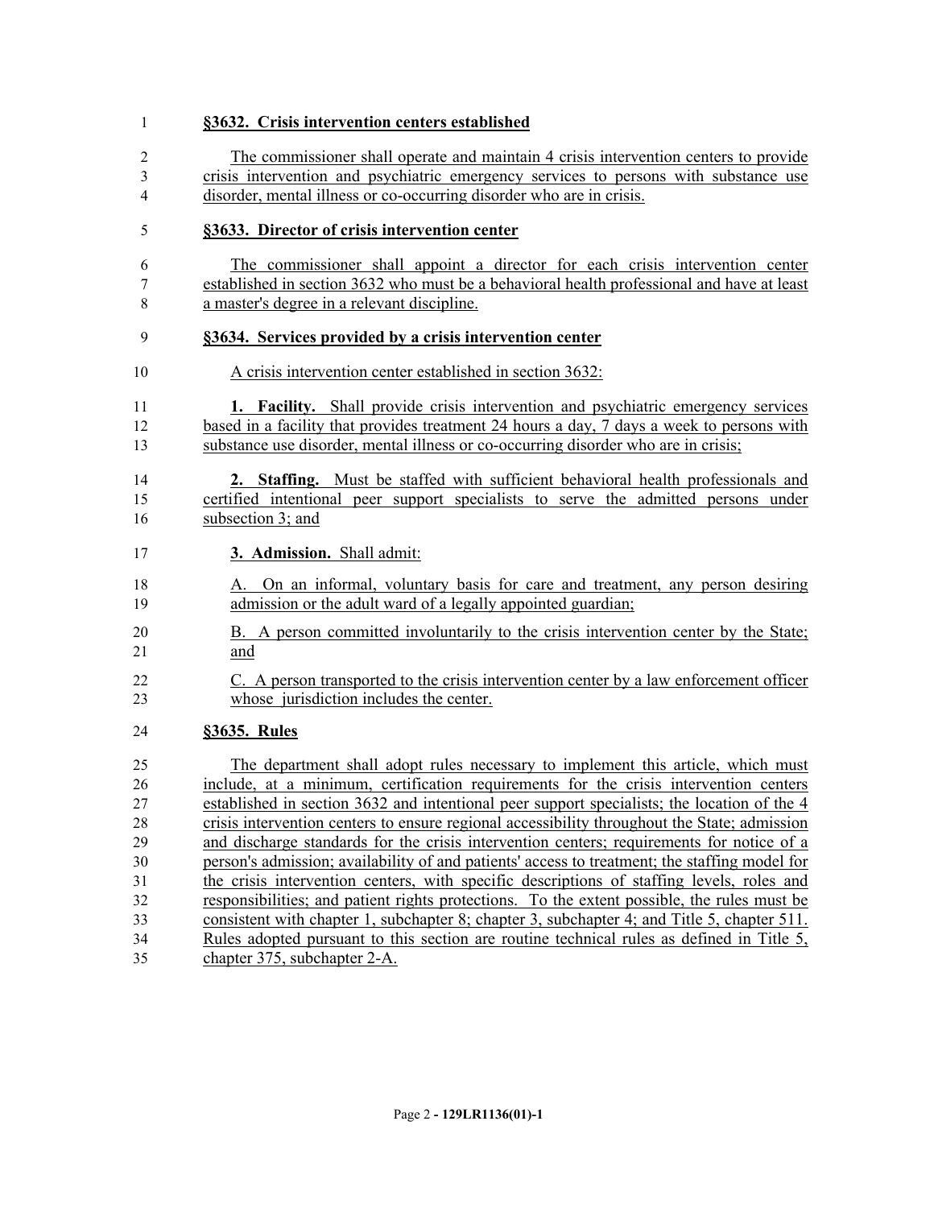**§3632. Crisis intervention centers established**

The commissioner shall operate and maintain 4 crisis intervention centers to provide crisis intervention and psychiatric emergency services to persons with substance use disorder, mental illness or co-occurring disorder who are in crisis.

**§3633. Director of crisis intervention center**

The commissioner shall appoint a director for each crisis intervention center established in section 3632 who must be a behavioral health professional and have at least a master's degree in a relevant discipline.

**§3634. Services provided by a crisis intervention center**

A crisis intervention center established in section 3632:

**1. Facility.** Shall provide crisis intervention and psychiatric emergency services based in a facility that provides treatment 24 hours a day, 7 days a week to persons with substance use disorder, mental illness or co-occurring disorder who are in crisis;

**2. Staffing.** Must be staffed with sufficient behavioral health professionals and certified intentional peer support specialists to serve the admitted persons under subsection 3; and

**3. Admission.** Shall admit:

A. On an informal, voluntary basis for care and treatment, any person desiring admission or the adult ward of a legally appointed guardian;

B. A person committed involuntarily to the crisis intervention center by the State; and

C. A person transported to the crisis intervention center by a law enforcement officer whose jurisdiction includes the center.

**§3635. Rules**

The department shall adopt rules necessary to implement this article, which must include, at a minimum, certification requirements for the crisis intervention centers established in section 3632 and intentional peer support specialists; the location of the 4 crisis intervention centers to ensure regional accessibility throughout the State; admission and discharge standards for the crisis intervention centers; requirements for notice of a person's admission; availability of and patients' access to treatment; the staffing model for the crisis intervention centers, with specific descriptions of staffing levels, roles and responsibilities; and patient rights protections. To the extent possible, the rules must be consistent with chapter 1, subchapter 8; chapter 3, subchapter 4; and Title 5, chapter 511. Rules adopted pursuant to this section are routine technical rules as defined in Title 5, chapter 375, subchapter 2-A.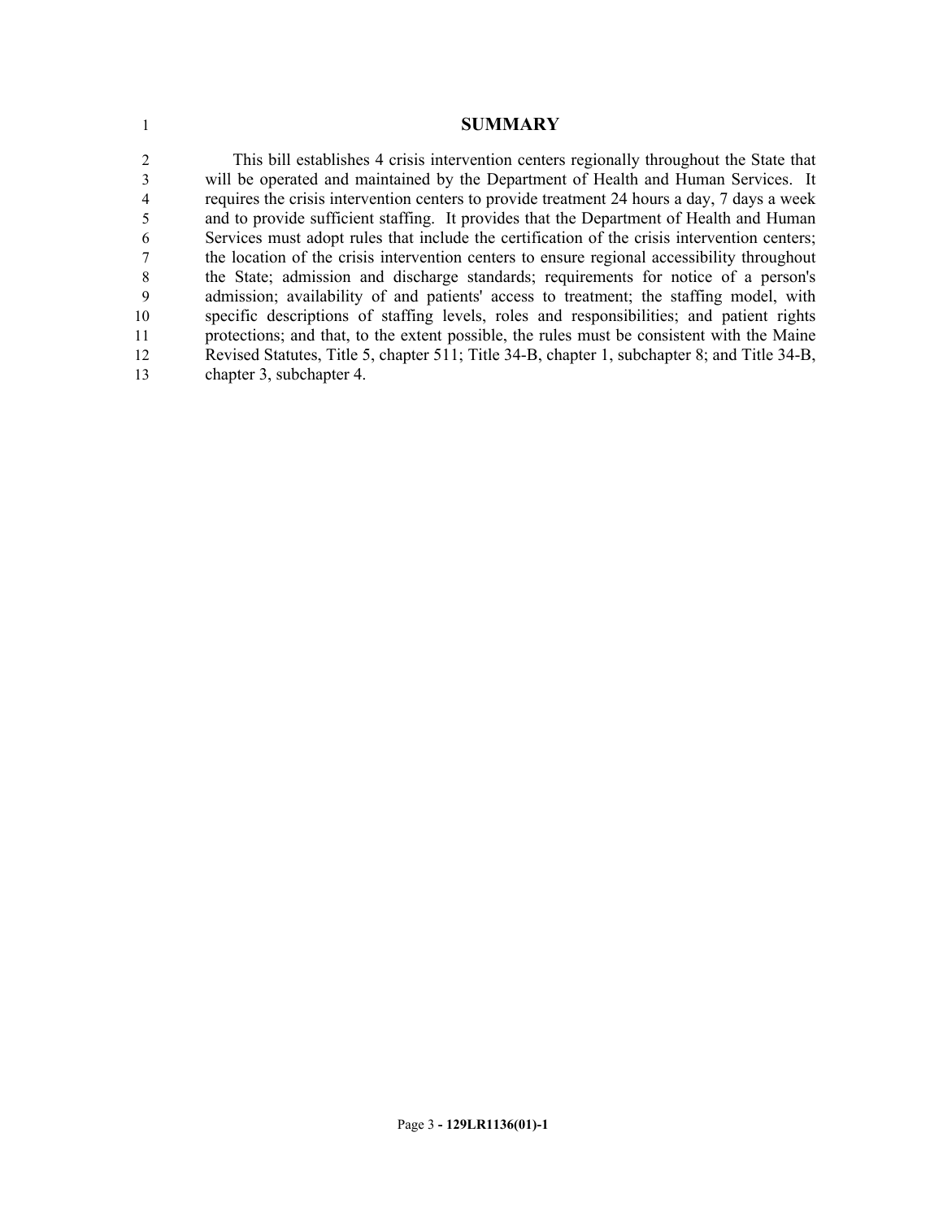## SUMMARY

This bill establishes 4 crisis intervention centers regionally throughout the State that will be operated and maintained by the Department of Health and Human Services. It requires the crisis intervention centers to provide treatment 24 hours a day, 7 days a week and to provide sufficient staffing. It provides that the Department of Health and Human Services must adopt rules that include the certification of the crisis intervention centers; the location of the crisis intervention centers to ensure regional accessibility throughout the State; admission and discharge standards; requirements for notice of a person's admission; availability of and patients' access to treatment; the staffing model, with specific descriptions of staffing levels, roles and responsibilities; and patient rights protections; and that, to the extent possible, the rules must be consistent with the Maine Revised Statutes, Title 5, chapter 511; Title 34-B, chapter 1, subchapter 8; and Title 34-B, chapter 3, subchapter 4.